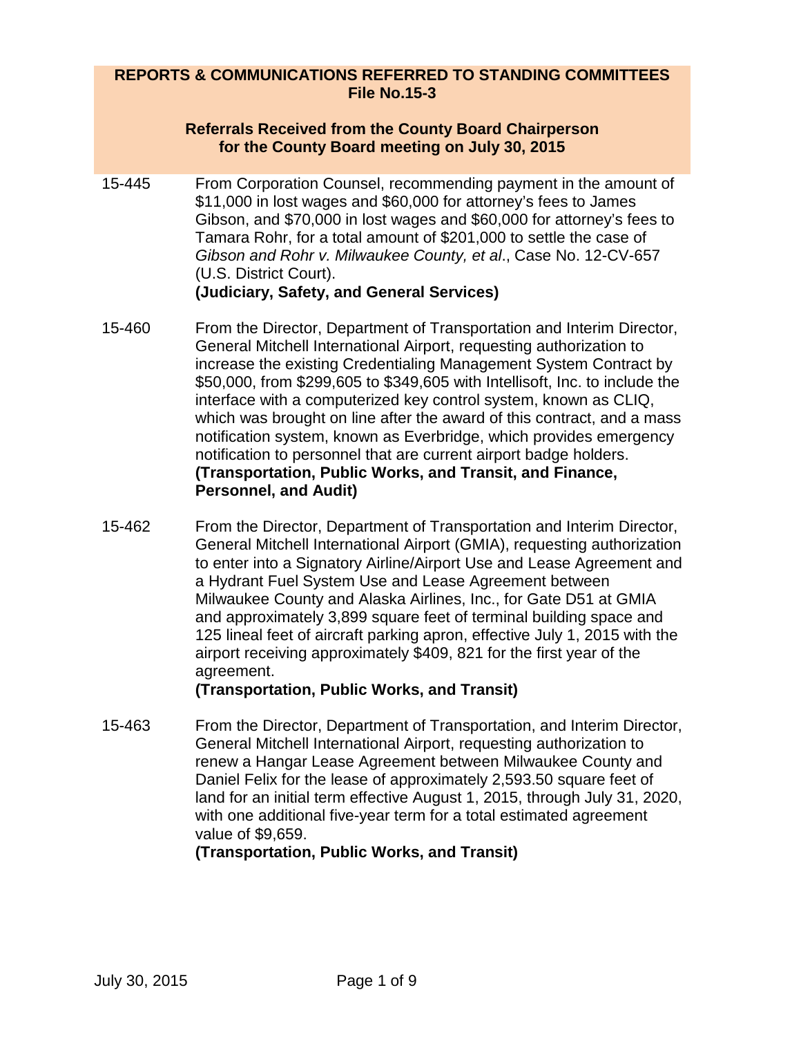**REPORTS & COMMUNICATIONS REFERRED TO STANDING COMMITTEES**
**File No.15-3**

**Referrals Received from the County Board Chairperson for the County Board meeting on July 30, 2015**

15-445 From Corporation Counsel, recommending payment in the amount of $11,000 in lost wages and $60,000 for attorney's fees to James Gibson, and $70,000 in lost wages and $60,000 for attorney's fees to Tamara Rohr, for a total amount of $201,000 to settle the case of *Gibson and Rohr v. Milwaukee County, et al*., Case No. 12-CV-657 (U.S. District Court).
**(Judiciary, Safety, and General Services)**

15-460 From the Director, Department of Transportation and Interim Director, General Mitchell International Airport, requesting authorization to increase the existing Credentialing Management System Contract by $50,000, from $299,605 to $349,605 with Intellisoft, Inc. to include the interface with a computerized key control system, known as CLIQ, which was brought on line after the award of this contract, and a mass notification system, known as Everbridge, which provides emergency notification to personnel that are current airport badge holders.
**(Transportation, Public Works, and Transit, and Finance, Personnel, and Audit)**

15-462 From the Director, Department of Transportation and Interim Director, General Mitchell International Airport (GMIA), requesting authorization to enter into a Signatory Airline/Airport Use and Lease Agreement and a Hydrant Fuel System Use and Lease Agreement between Milwaukee County and Alaska Airlines, Inc., for Gate D51 at GMIA and approximately 3,899 square feet of terminal building space and 125 lineal feet of aircraft parking apron, effective July 1, 2015 with the airport receiving approximately $409, 821 for the first year of the agreement.
**(Transportation, Public Works, and Transit)**

15-463 From the Director, Department of Transportation, and Interim Director, General Mitchell International Airport, requesting authorization to renew a Hangar Lease Agreement between Milwaukee County and Daniel Felix for the lease of approximately 2,593.50 square feet of land for an initial term effective August 1, 2015, through July 31, 2020, with one additional five-year term for a total estimated agreement value of $9,659.
**(Transportation, Public Works, and Transit)**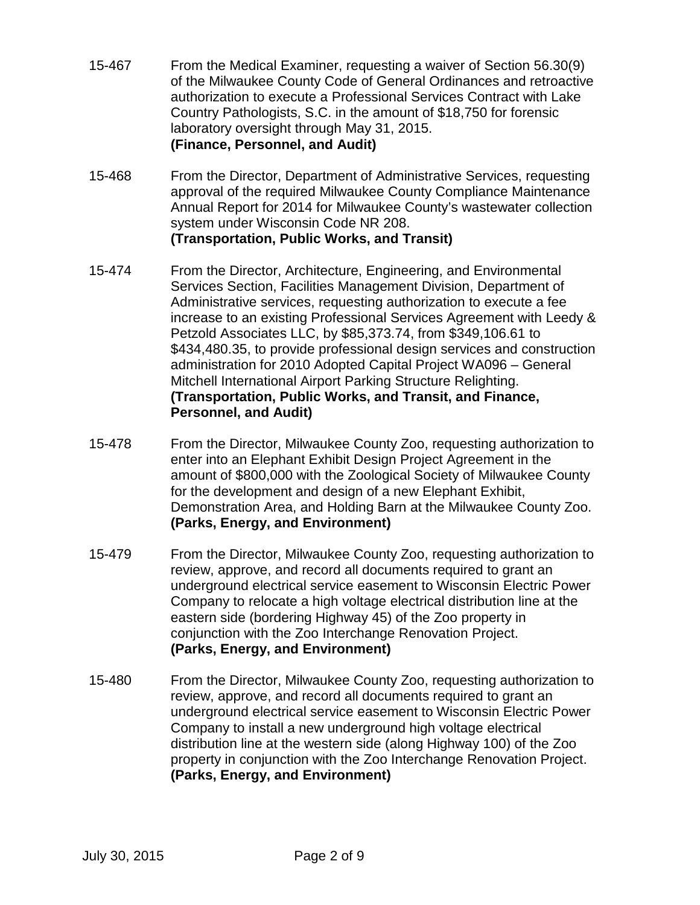15-467 From the Medical Examiner, requesting a waiver of Section 56.30(9) of the Milwaukee County Code of General Ordinances and retroactive authorization to execute a Professional Services Contract with Lake Country Pathologists, S.C. in the amount of $18,750 for forensic laboratory oversight through May 31, 2015.
**(Finance, Personnel, and Audit)**

15-468 From the Director, Department of Administrative Services, requesting approval of the required Milwaukee County Compliance Maintenance Annual Report for 2014 for Milwaukee County's wastewater collection system under Wisconsin Code NR 208.
**(Transportation, Public Works, and Transit)**

15-474 From the Director, Architecture, Engineering, and Environmental Services Section, Facilities Management Division, Department of Administrative services, requesting authorization to execute a fee increase to an existing Professional Services Agreement with Leedy & Petzold Associates LLC, by $85,373.74, from $349,106.61 to $434,480.35, to provide professional design services and construction administration for 2010 Adopted Capital Project WA096 – General Mitchell International Airport Parking Structure Relighting.
**(Transportation, Public Works, and Transit, and Finance, Personnel, and Audit)**

15-478 From the Director, Milwaukee County Zoo, requesting authorization to enter into an Elephant Exhibit Design Project Agreement in the amount of $800,000 with the Zoological Society of Milwaukee County for the development and design of a new Elephant Exhibit, Demonstration Area, and Holding Barn at the Milwaukee County Zoo.
**(Parks, Energy, and Environment)**

15-479 From the Director, Milwaukee County Zoo, requesting authorization to review, approve, and record all documents required to grant an underground electrical service easement to Wisconsin Electric Power Company to relocate a high voltage electrical distribution line at the eastern side (bordering Highway 45) of the Zoo property in conjunction with the Zoo Interchange Renovation Project.
**(Parks, Energy, and Environment)**

15-480 From the Director, Milwaukee County Zoo, requesting authorization to review, approve, and record all documents required to grant an underground electrical service easement to Wisconsin Electric Power Company to install a new underground high voltage electrical distribution line at the western side (along Highway 100) of the Zoo property in conjunction with the Zoo Interchange Renovation Project.
**(Parks, Energy, and Environment)**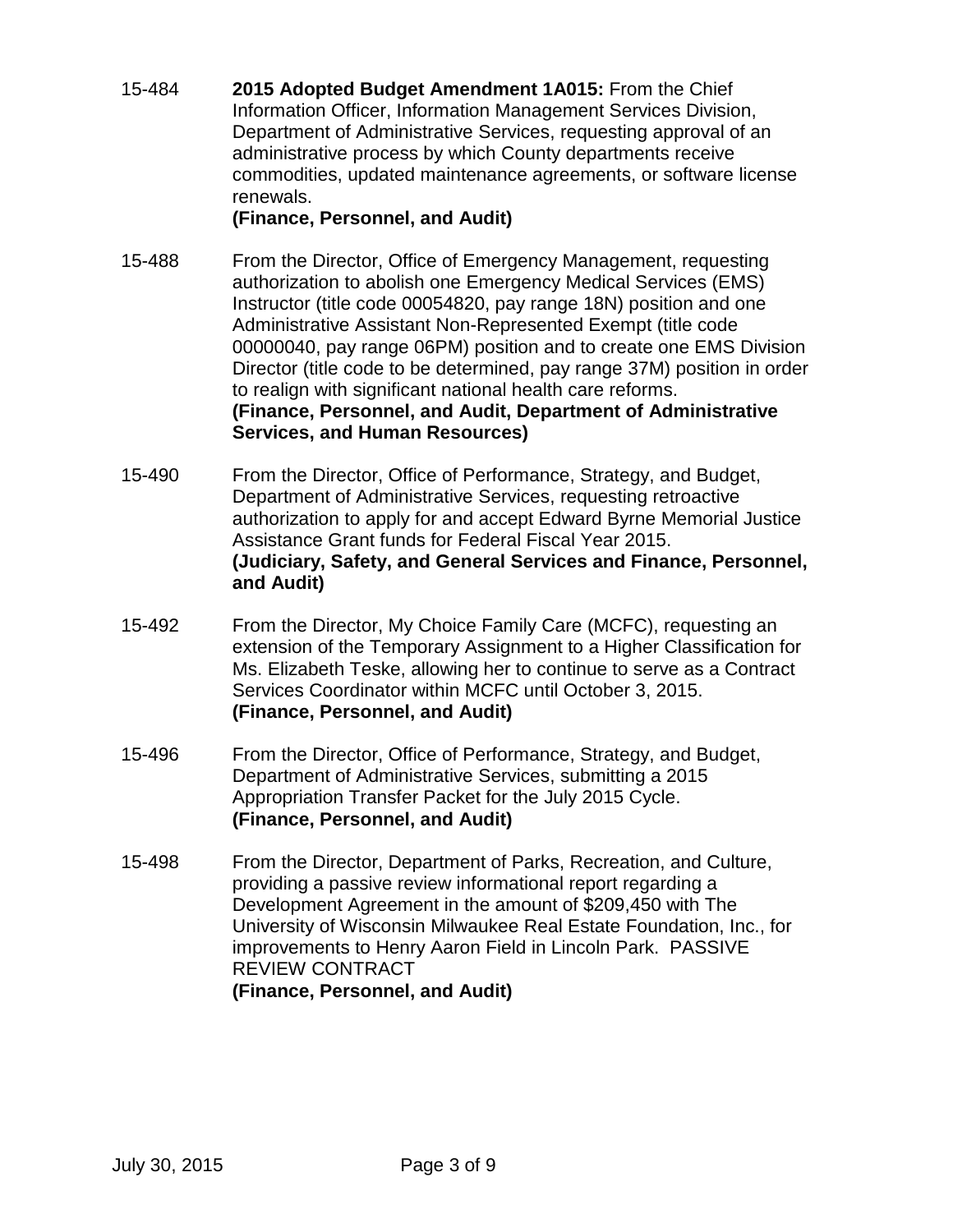15-484 **2015 Adopted Budget Amendment 1A015:** From the Chief Information Officer, Information Management Services Division, Department of Administrative Services, requesting approval of an administrative process by which County departments receive commodities, updated maintenance agreements, or software license renewals.
**(Finance, Personnel, and Audit)**

15-488 From the Director, Office of Emergency Management, requesting authorization to abolish one Emergency Medical Services (EMS) Instructor (title code 00054820, pay range 18N) position and one Administrative Assistant Non-Represented Exempt (title code 00000040, pay range 06PM) position and to create one EMS Division Director (title code to be determined, pay range 37M) position in order to realign with significant national health care reforms.
**(Finance, Personnel, and Audit, Department of Administrative Services, and Human Resources)**

15-490 From the Director, Office of Performance, Strategy, and Budget, Department of Administrative Services, requesting retroactive authorization to apply for and accept Edward Byrne Memorial Justice Assistance Grant funds for Federal Fiscal Year 2015.
**(Judiciary, Safety, and General Services and Finance, Personnel, and Audit)**

15-492 From the Director, My Choice Family Care (MCFC), requesting an extension of the Temporary Assignment to a Higher Classification for Ms. Elizabeth Teske, allowing her to continue to serve as a Contract Services Coordinator within MCFC until October 3, 2015.
**(Finance, Personnel, and Audit)**

15-496 From the Director, Office of Performance, Strategy, and Budget, Department of Administrative Services, submitting a 2015 Appropriation Transfer Packet for the July 2015 Cycle.
**(Finance, Personnel, and Audit)**

15-498 From the Director, Department of Parks, Recreation, and Culture, providing a passive review informational report regarding a Development Agreement in the amount of $209,450 with The University of Wisconsin Milwaukee Real Estate Foundation, Inc., for improvements to Henry Aaron Field in Lincoln Park. PASSIVE REVIEW CONTRACT
**(Finance, Personnel, and Audit)**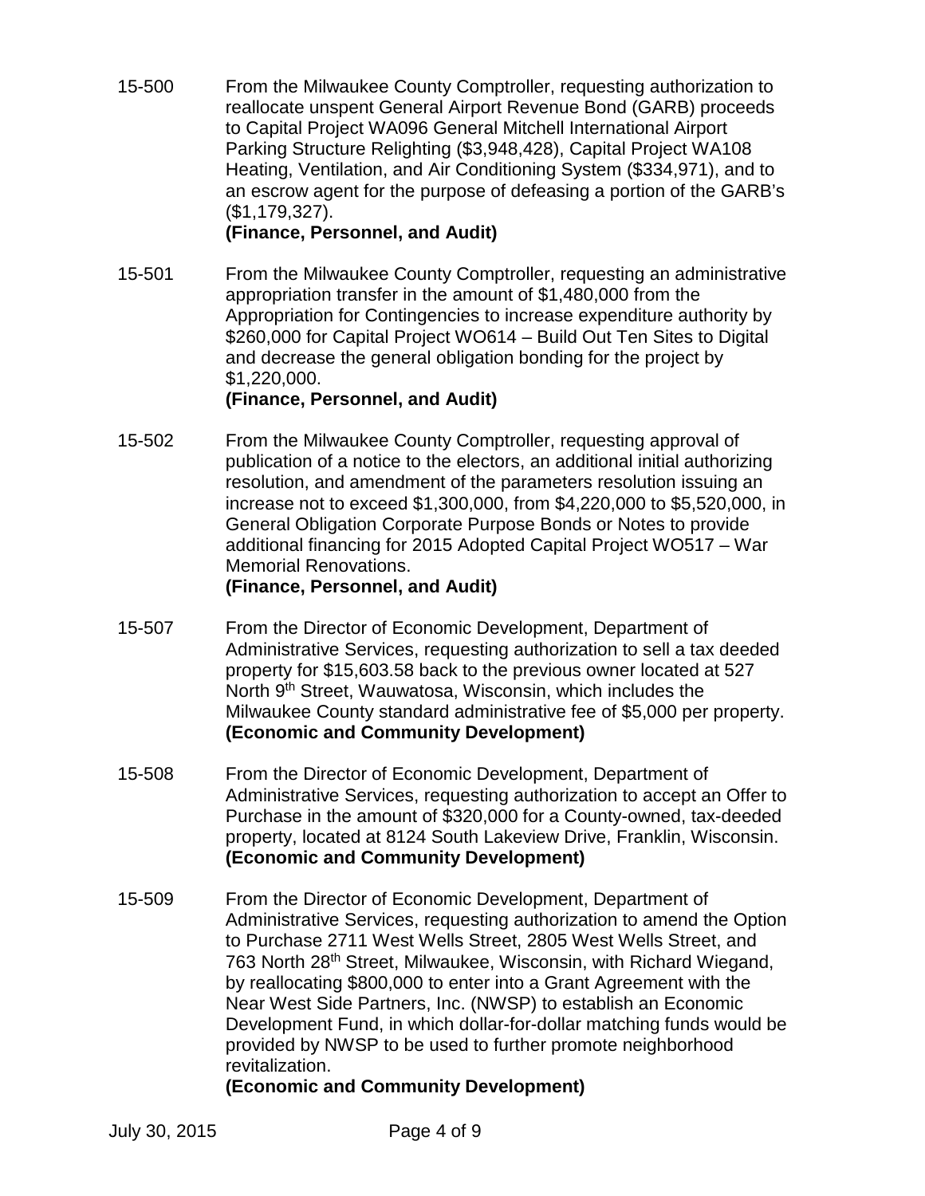15-500 From the Milwaukee County Comptroller, requesting authorization to reallocate unspent General Airport Revenue Bond (GARB) proceeds to Capital Project WA096 General Mitchell International Airport Parking Structure Relighting ($3,948,428), Capital Project WA108 Heating, Ventilation, and Air Conditioning System ($334,971), and to an escrow agent for the purpose of defeasing a portion of the GARB's ($1,179,327).
**(Finance, Personnel, and Audit)**

15-501 From the Milwaukee County Comptroller, requesting an administrative appropriation transfer in the amount of $1,480,000 from the Appropriation for Contingencies to increase expenditure authority by $260,000 for Capital Project WO614 – Build Out Ten Sites to Digital and decrease the general obligation bonding for the project by $1,220,000.
**(Finance, Personnel, and Audit)**

15-502 From the Milwaukee County Comptroller, requesting approval of publication of a notice to the electors, an additional initial authorizing resolution, and amendment of the parameters resolution issuing an increase not to exceed $1,300,000, from $4,220,000 to $5,520,000, in General Obligation Corporate Purpose Bonds or Notes to provide additional financing for 2015 Adopted Capital Project WO517 – War Memorial Renovations.
**(Finance, Personnel, and Audit)**

15-507 From the Director of Economic Development, Department of Administrative Services, requesting authorization to sell a tax deeded property for $15,603.58 back to the previous owner located at 527 North 9th Street, Wauwatosa, Wisconsin, which includes the Milwaukee County standard administrative fee of $5,000 per property.
**(Economic and Community Development)**

15-508 From the Director of Economic Development, Department of Administrative Services, requesting authorization to accept an Offer to Purchase in the amount of $320,000 for a County-owned, tax-deeded property, located at 8124 South Lakeview Drive, Franklin, Wisconsin.
**(Economic and Community Development)**

15-509 From the Director of Economic Development, Department of Administrative Services, requesting authorization to amend the Option to Purchase 2711 West Wells Street, 2805 West Wells Street, and 763 North 28th Street, Milwaukee, Wisconsin, with Richard Wiegand, by reallocating $800,000 to enter into a Grant Agreement with the Near West Side Partners, Inc. (NWSP) to establish an Economic Development Fund, in which dollar-for-dollar matching funds would be provided by NWSP to be used to further promote neighborhood revitalization.
**(Economic and Community Development)**

July 30, 2015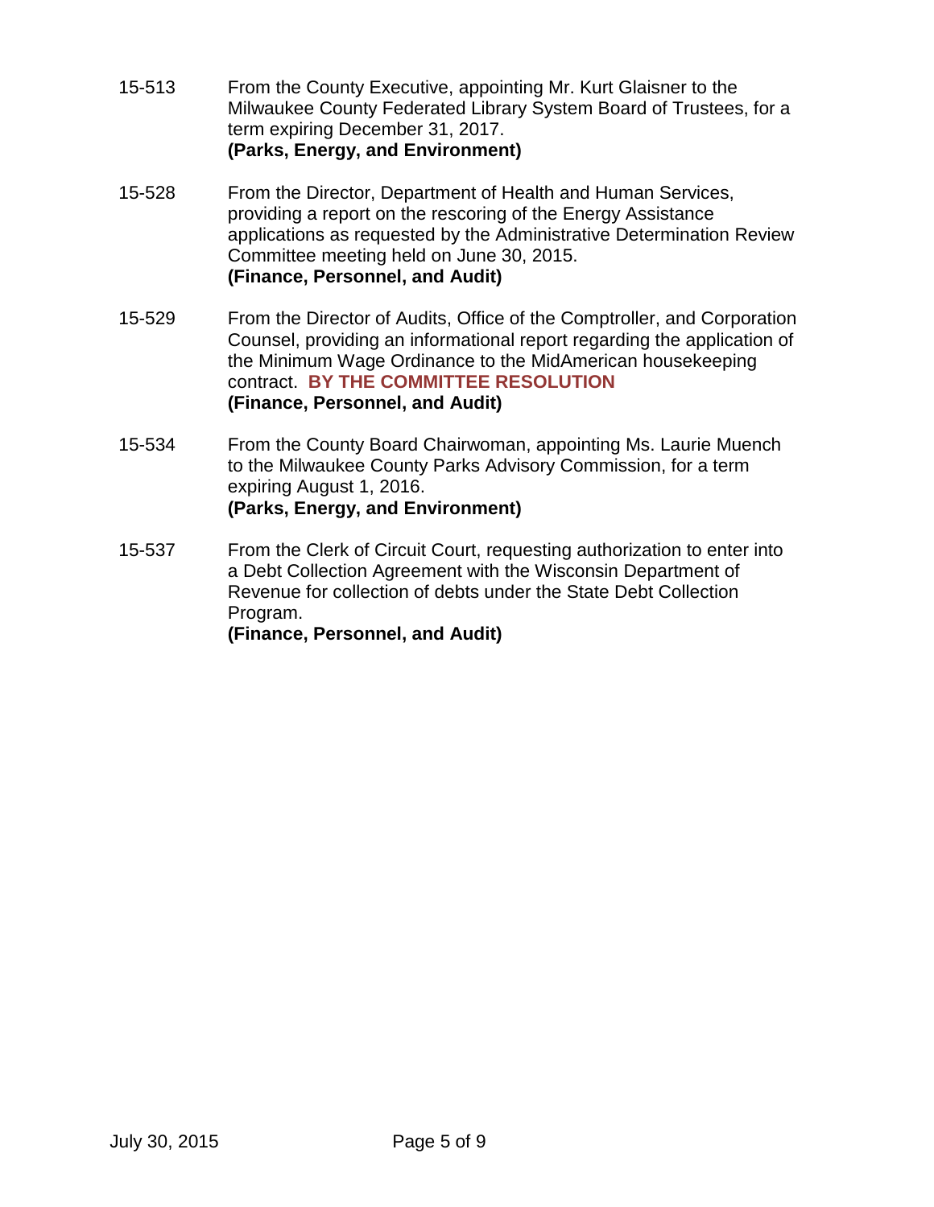15-513 From the County Executive, appointing Mr. Kurt Glaisner to the Milwaukee County Federated Library System Board of Trustees, for a term expiring December 31, 2017.
**(Parks, Energy, and Environment)**

15-528 From the Director, Department of Health and Human Services, providing a report on the rescoring of the Energy Assistance applications as requested by the Administrative Determination Review Committee meeting held on June 30, 2015.
**(Finance, Personnel, and Audit)**

15-529 From the Director of Audits, Office of the Comptroller, and Corporation Counsel, providing an informational report regarding the application of the Minimum Wage Ordinance to the MidAmerican housekeeping contract. **BY THE COMMITTEE RESOLUTION**
**(Finance, Personnel, and Audit)**

15-534 From the County Board Chairwoman, appointing Ms. Laurie Muench to the Milwaukee County Parks Advisory Commission, for a term expiring August 1, 2016.
**(Parks, Energy, and Environment)**

15-537 From the Clerk of Circuit Court, requesting authorization to enter into a Debt Collection Agreement with the Wisconsin Department of Revenue for collection of debts under the State Debt Collection Program.
**(Finance, Personnel, and Audit)**

July 30, 2015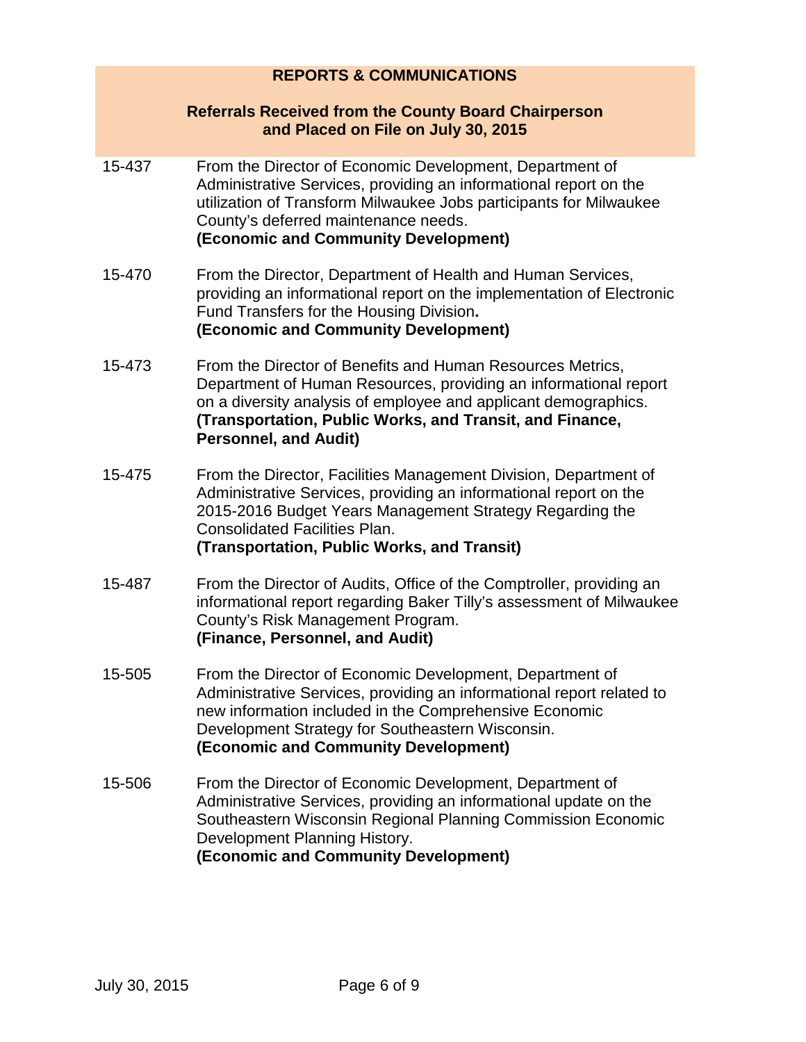## REPORTS & COMMUNICATIONS

### Referrals Received from the County Board Chairperson and Placed on File on July 30, 2015

| | |
|---|---|
| 15-437 | From the Director of Economic Development, Department of Administrative Services, providing an informational report on the utilization of Transform Milwaukee Jobs participants for Milwaukee County's deferred maintenance needs. **(Economic and Community Development)** |
| 15-470 | From the Director, Department of Health and Human Services, providing an informational report on the implementation of Electronic Fund Transfers for the Housing Division**.** **(Economic and Community Development)** |
| 15-473 | From the Director of Benefits and Human Resources Metrics, Department of Human Resources, providing an informational report on a diversity analysis of employee and applicant demographics. **(Transportation, Public Works, and Transit, and Finance, Personnel, and Audit)** |
| 15-475 | From the Director, Facilities Management Division, Department of Administrative Services, providing an informational report on the 2015-2016 Budget Years Management Strategy Regarding the Consolidated Facilities Plan. **(Transportation, Public Works, and Transit)** |
| 15-487 | From the Director of Audits, Office of the Comptroller, providing an informational report regarding Baker Tilly's assessment of Milwaukee County's Risk Management Program. **(Finance, Personnel, and Audit)** |
| 15-505 | From the Director of Economic Development, Department of Administrative Services, providing an informational report related to new information included in the Comprehensive Economic Development Strategy for Southeastern Wisconsin. **(Economic and Community Development)** |
| 15-506 | From the Director of Economic Development, Department of Administrative Services, providing an informational update on the Southeastern Wisconsin Regional Planning Commission Economic Development Planning History. **(Economic and Community Development)** |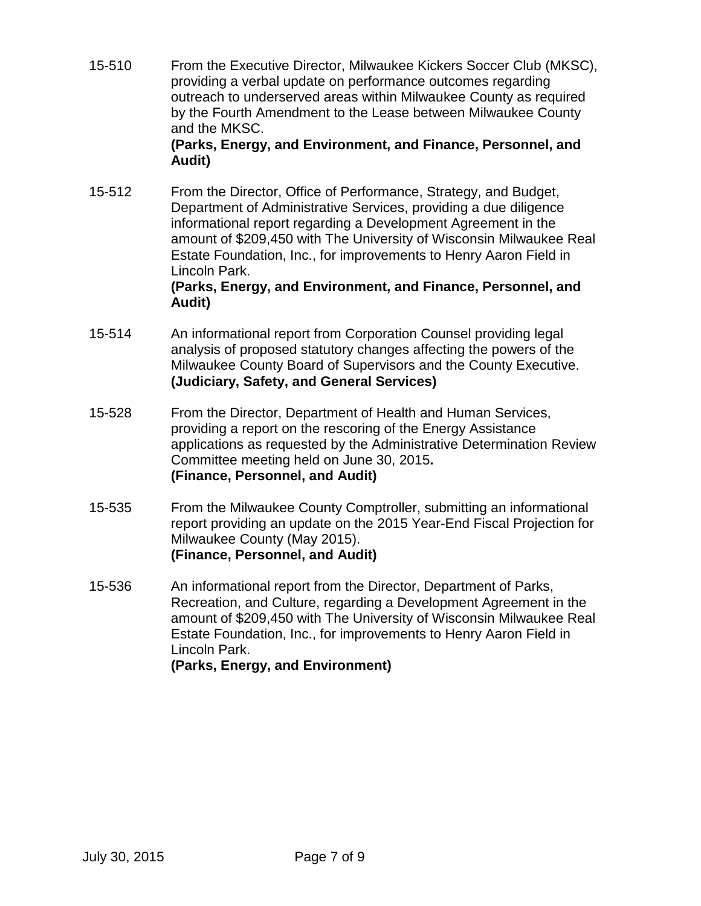15-510 From the Executive Director, Milwaukee Kickers Soccer Club (MKSC), providing a verbal update on performance outcomes regarding outreach to underserved areas within Milwaukee County as required by the Fourth Amendment to the Lease between Milwaukee County and the MKSC.
**(Parks, Energy, and Environment, and Finance, Personnel, and Audit)**

15-512 From the Director, Office of Performance, Strategy, and Budget, Department of Administrative Services, providing a due diligence informational report regarding a Development Agreement in the amount of $209,450 with The University of Wisconsin Milwaukee Real Estate Foundation, Inc., for improvements to Henry Aaron Field in Lincoln Park.
**(Parks, Energy, and Environment, and Finance, Personnel, and Audit)**

15-514 An informational report from Corporation Counsel providing legal analysis of proposed statutory changes affecting the powers of the Milwaukee County Board of Supervisors and the County Executive.
**(Judiciary, Safety, and General Services)**

15-528 From the Director, Department of Health and Human Services, providing a report on the rescoring of the Energy Assistance applications as requested by the Administrative Determination Review Committee meeting held on June 30, 2015**.**
**(Finance, Personnel, and Audit)**

15-535 From the Milwaukee County Comptroller, submitting an informational report providing an update on the 2015 Year-End Fiscal Projection for Milwaukee County (May 2015).
**(Finance, Personnel, and Audit)**

15-536 An informational report from the Director, Department of Parks, Recreation, and Culture, regarding a Development Agreement in the amount of $209,450 with The University of Wisconsin Milwaukee Real Estate Foundation, Inc., for improvements to Henry Aaron Field in Lincoln Park.
**(Parks, Energy, and Environment)**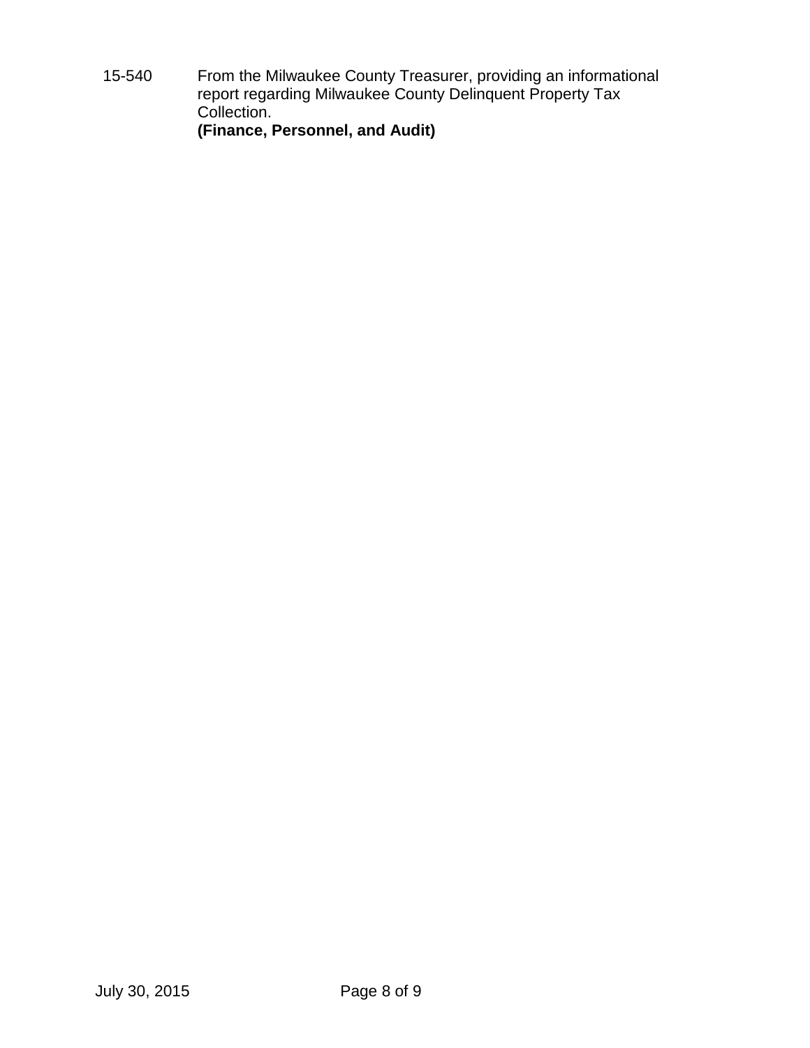15-540 From the Milwaukee County Treasurer, providing an informational report regarding Milwaukee County Delinquent Property Tax Collection.
**(Finance, Personnel, and Audit)**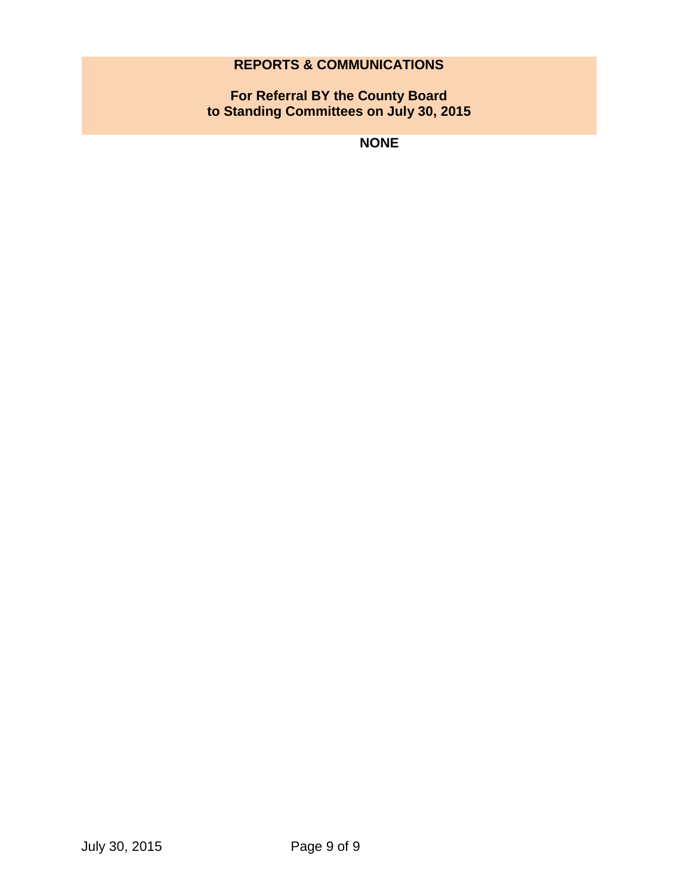## REPORTS & COMMUNICATIONS

**For Referral BY the County Board to Standing Committees on July 30, 2015**

**NONE**